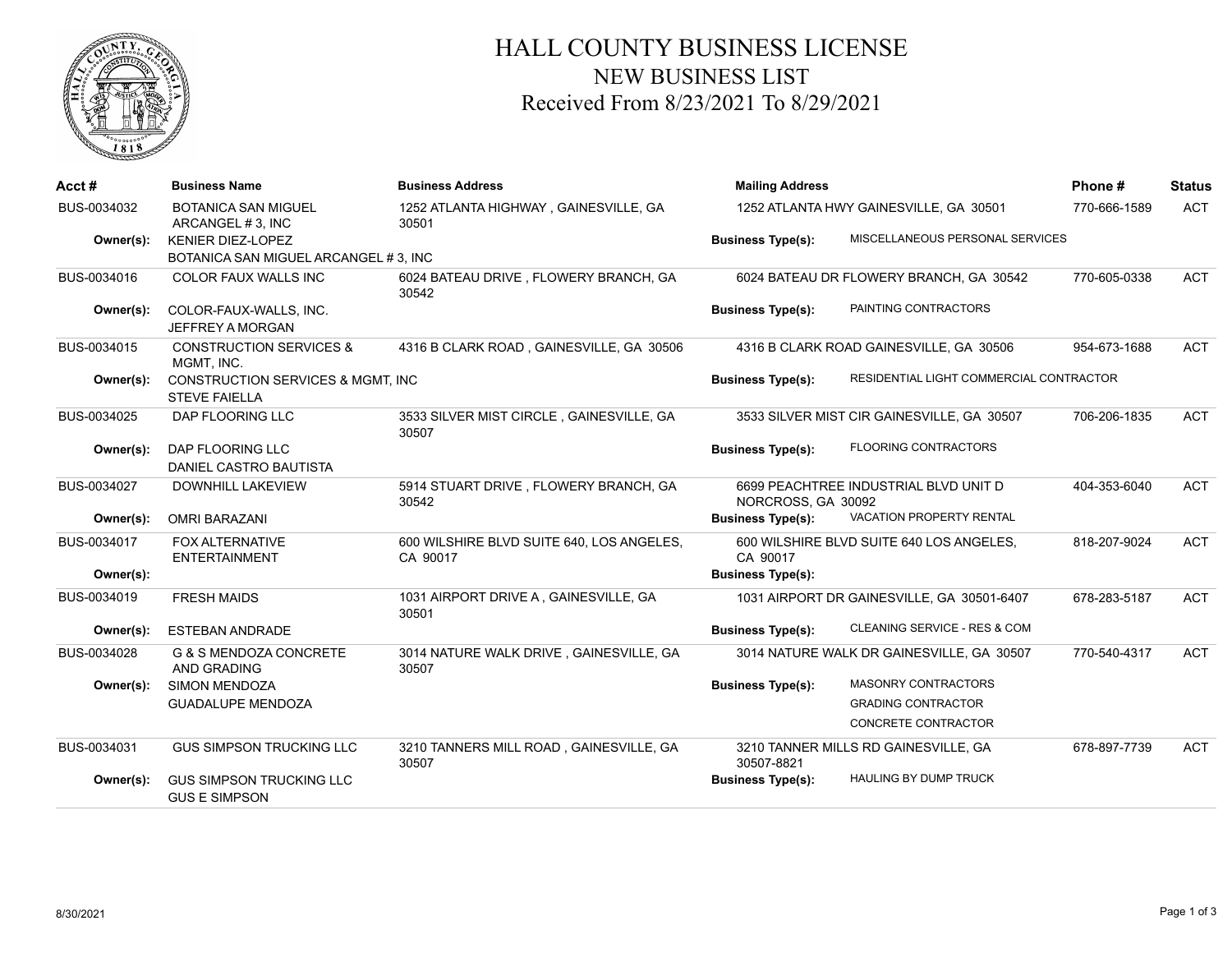# HALL COUNTY BUSINESS LICENSE
## NEW BUSINESS LIST
### Received From 8/23/2021 To 8/29/2021

| Acct # | Business Name | Business Address | Mailing Address | Phone # | Status |
|---|---|---|---|---|---|
| BUS-0034032 | BOTANICA SAN MIGUEL ARCANGEL # 3, INC | 1252 ATLANTA HIGHWAY , GAINESVILLE, GA 30501 | 1252 ATLANTA HWY GAINESVILLE, GA 30501 | 770-666-1589 | ACT |
| Owner(s): | KENIER DIEZ-LOPEZ<br>BOTANICA SAN MIGUEL ARCANGEL # 3, INC | | Business Type(s): MISCELLANEOUS PERSONAL SERVICES | | |
| BUS-0034016 | COLOR FAUX WALLS INC | 6024 BATEAU DRIVE , FLOWERY BRANCH, GA 30542 | 6024 BATEAU DR FLOWERY BRANCH, GA 30542 | 770-605-0338 | ACT |
| Owner(s): | COLOR-FAUX-WALLS, INC.<br>JEFFREY A MORGAN | | Business Type(s): PAINTING CONTRACTORS | | |
| BUS-0034015 | CONSTRUCTION SERVICES & MGMT, INC. | 4316 B CLARK ROAD , GAINESVILLE, GA 30506 | 4316 B CLARK ROAD GAINESVILLE, GA 30506 | 954-673-1688 | ACT |
| Owner(s): | CONSTRUCTION SERVICES & MGMT, INC<br>STEVE FAIELLA | | Business Type(s): RESIDENTIAL LIGHT COMMERCIAL CONTRACTOR | | |
| BUS-0034025 | DAP FLOORING LLC | 3533 SILVER MIST CIRCLE , GAINESVILLE, GA 30507 | 3533 SILVER MIST CIR GAINESVILLE, GA 30507 | 706-206-1835 | ACT |
| Owner(s): | DAP FLOORING LLC<br>DANIEL CASTRO BAUTISTA | | Business Type(s): FLOORING CONTRACTORS | | |
| BUS-0034027 | DOWNHILL LAKEVIEW | 5914 STUART DRIVE , FLOWERY BRANCH, GA 30542 | 6699 PEACHTREE INDUSTRIAL BLVD UNIT D NORCROSS, GA 30092 | 404-353-6040 | ACT |
| Owner(s): | OMRI BARAZANI | | Business Type(s): VACATION PROPERTY RENTAL | | |
| BUS-0034017 | FOX ALTERNATIVE ENTERTAINMENT | 600 WILSHIRE BLVD SUITE 640, LOS ANGELES, CA 90017 | 600 WILSHIRE BLVD SUITE 640 LOS ANGELES, CA 90017 | 818-207-9024 | ACT |
| Owner(s): | | | Business Type(s): | | |
| BUS-0034019 | FRESH MAIDS | 1031 AIRPORT DRIVE A , GAINESVILLE, GA 30501 | 1031 AIRPORT DR GAINESVILLE, GA 30501-6407 | 678-283-5187 | ACT |
| Owner(s): | ESTEBAN ANDRADE | | Business Type(s): CLEANING SERVICE - RES & COM | | |
| BUS-0034028 | G & S MENDOZA CONCRETE AND GRADING | 3014 NATURE WALK DRIVE , GAINESVILLE, GA 30507 | 3014 NATURE WALK DR GAINESVILLE, GA 30507 | 770-540-4317 | ACT |
| Owner(s): | SIMON MENDOZA<br>GUADALUPE MENDOZA | | Business Type(s): MASONRY CONTRACTORS<br>GRADING CONTRACTOR<br>CONCRETE CONTRACTOR | | |
| BUS-0034031 | GUS SIMPSON TRUCKING LLC | 3210 TANNERS MILL ROAD , GAINESVILLE, GA 30507 | 3210 TANNER MILLS RD GAINESVILLE, GA 30507-8821 | 678-897-7739 | ACT |
| Owner(s): | GUS SIMPSON TRUCKING LLC<br>GUS E SIMPSON | | Business Type(s): HAULING BY DUMP TRUCK | | |

8/30/2021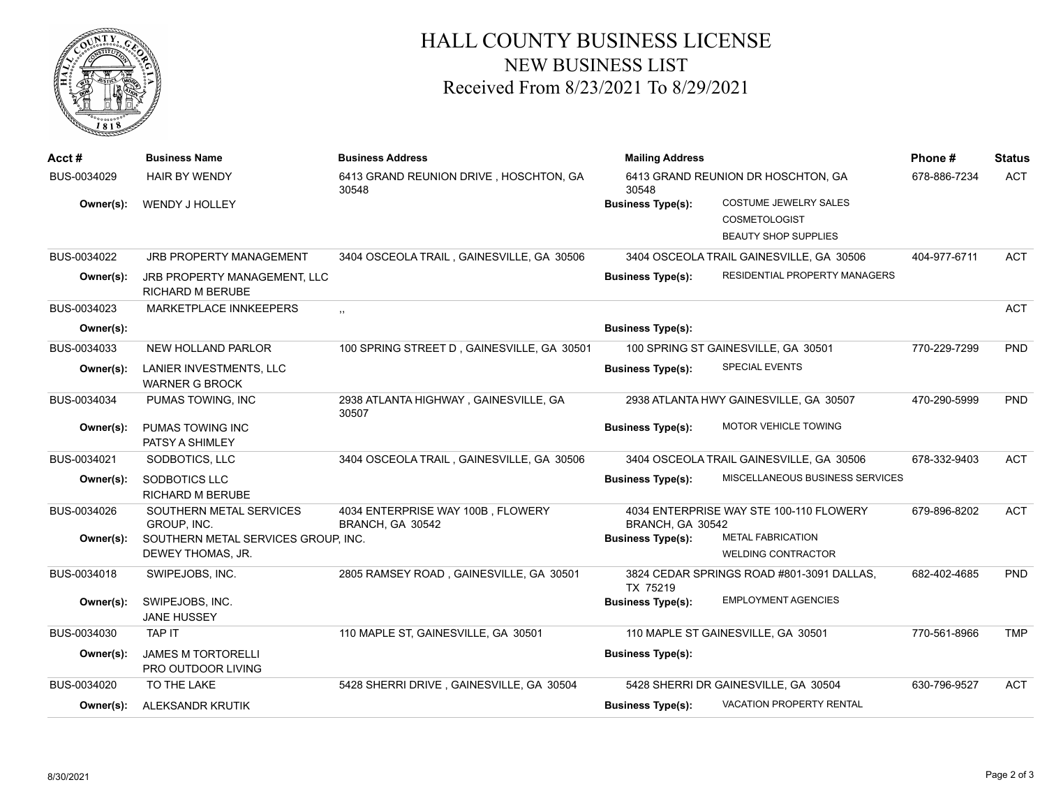# HALL COUNTY BUSINESS LICENSE
## NEW BUSINESS LIST
### Received From 8/23/2021 To 8/29/2021

| Acct # | Business Name | Business Address | Mailing Address | | Phone # | Status |
|---|---|---|---|---|---|---|
| BUS-0034029 | HAIR BY WENDY | 6413 GRAND REUNION DRIVE , HOSCHTON, GA 30548 | 6413 GRAND REUNION DR HOSCHTON, GA 30548 | | 678-886-7234 | ACT |
| Owner(s): | WENDY J HOLLEY | | Business Type(s): | COSTUME JEWELRY SALES<br>COSMETOLOGIST<br>BEAUTY SHOP SUPPLIES | | |
| BUS-0034022 | JRB PROPERTY MANAGEMENT | 3404 OSCEOLA TRAIL , GAINESVILLE, GA 30506 | 3404 OSCEOLA TRAIL GAINESVILLE, GA 30506 | | 404-977-6711 | ACT |
| Owner(s): | JRB PROPERTY MANAGEMENT, LLC<br>RICHARD M BERUBE | | Business Type(s): | RESIDENTIAL PROPERTY MANAGERS | | |
| BUS-0034023 | MARKETPLACE INNKEEPERS | ,, | | | | ACT |
| Owner(s): | | | Business Type(s): | | | |
| BUS-0034033 | NEW HOLLAND PARLOR | 100 SPRING STREET D , GAINESVILLE, GA 30501 | 100 SPRING ST GAINESVILLE, GA 30501 | | 770-229-7299 | PND |
| Owner(s): | LANIER INVESTMENTS, LLC<br>WARNER G BROCK | | Business Type(s): | SPECIAL EVENTS | | |
| BUS-0034034 | PUMAS TOWING, INC | 2938 ATLANTA HIGHWAY , GAINESVILLE, GA 30507 | 2938 ATLANTA HWY GAINESVILLE, GA 30507 | | 470-290-5999 | PND |
| Owner(s): | PUMAS TOWING INC<br>PATSY A SHIMLEY | | Business Type(s): | MOTOR VEHICLE TOWING | | |
| BUS-0034021 | SODBOTICS, LLC | 3404 OSCEOLA TRAIL , GAINESVILLE, GA 30506 | 3404 OSCEOLA TRAIL GAINESVILLE, GA 30506 | | 678-332-9403 | ACT |
| Owner(s): | SODBOTICS LLC<br>RICHARD M BERUBE | | Business Type(s): | MISCELLANEOUS BUSINESS SERVICES | | |
| BUS-0034026 | SOUTHERN METAL SERVICES GROUP, INC. | 4034 ENTERPRISE WAY 100B , FLOWERY BRANCH, GA 30542 | 4034 ENTERPRISE WAY STE 100-110 FLOWERY BRANCH, GA 30542 | | 679-896-8202 | ACT |
| Owner(s): | SOUTHERN METAL SERVICES GROUP, INC.<br>DEWEY THOMAS, JR. | | Business Type(s): | METAL FABRICATION<br>WELDING CONTRACTOR | | |
| BUS-0034018 | SWIPEJOBS, INC. | 2805 RAMSEY ROAD , GAINESVILLE, GA 30501 | 3824 CEDAR SPRINGS ROAD #801-3091 DALLAS, TX 75219 | | 682-402-4685 | PND |
| Owner(s): | SWIPEJOBS, INC.<br>JANE HUSSEY | | Business Type(s): | EMPLOYMENT AGENCIES | | |
| BUS-0034030 | TAP IT | 110 MAPLE ST, GAINESVILLE, GA 30501 | 110 MAPLE ST GAINESVILLE, GA 30501 | | 770-561-8966 | TMP |
| Owner(s): | JAMES M TORTORELLI<br>PRO OUTDOOR LIVING | | Business Type(s): | | | |
| BUS-0034020 | TO THE LAKE | 5428 SHERRI DRIVE , GAINESVILLE, GA 30504 | 5428 SHERRI DR GAINESVILLE, GA 30504 | | 630-796-9527 | ACT |
| Owner(s): | ALEKSANDR KRUTIK | | Business Type(s): | VACATION PROPERTY RENTAL | | |

8/30/2021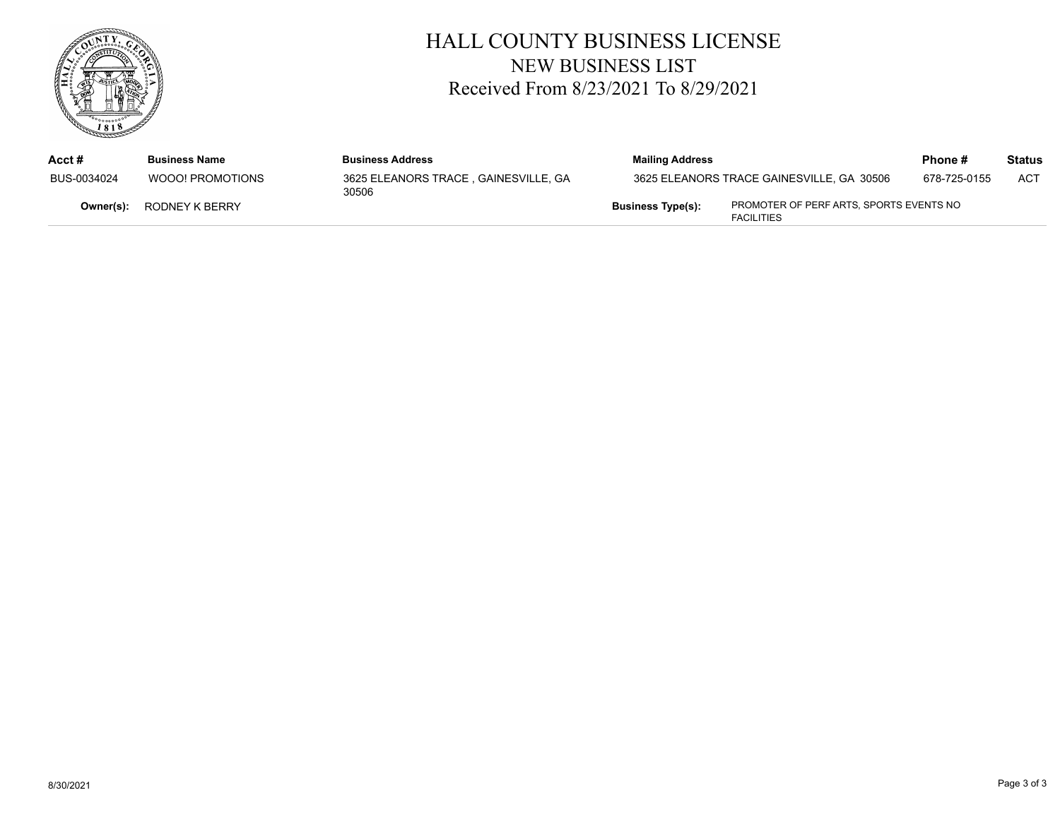# HALL COUNTY BUSINESS LICENSE

## NEW BUSINESS LIST

## Received From 8/23/2021 To 8/29/2021

| Acct # | Business Name | Business Address | Mailing Address | Phone # | Status |
|---|---|---|---|---|---|
| BUS-0034024 | WOOO! PROMOTIONS | 3625 ELEANORS TRACE , GAINESVILLE, GA 30506 | 3625 ELEANORS TRACE GAINESVILLE, GA 30506 | 678-725-0155 | ACT |
| **Owner(s):** | RODNEY K BERRY | | **Business Type(s):** PROMOTER OF PERF ARTS, SPORTS EVENTS NO FACILITIES | | |

8/30/2021